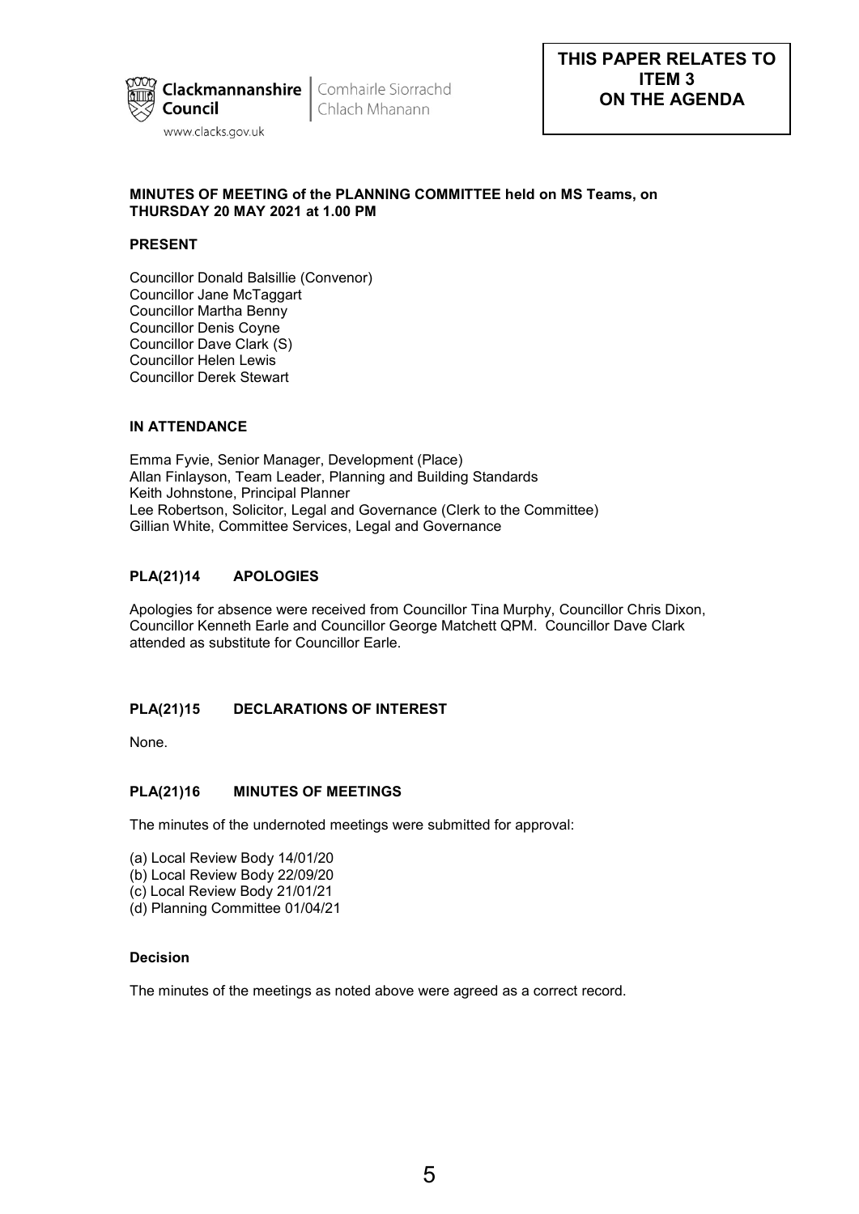Clackmannanshire Council | Comhairle Siorrachd Chlach Mhanann

www.clacks.gov.uk

**THIS PAPER RELATES TO ITEM 3 ON THE AGENDA**

**MINUTES OF MEETING of the PLANNING COMMITTEE held on MS Teams, on THURSDAY 20 MAY 2021 at 1.00 PM**

**PRESENT**

Councillor Donald Balsillie (Convenor)
Councillor Jane McTaggart
Councillor Martha Benny
Councillor Denis Coyne
Councillor Dave Clark (S)
Councillor Helen Lewis
Councillor Derek Stewart

**IN ATTENDANCE**

Emma Fyvie, Senior Manager, Development (Place)
Allan Finlayson, Team Leader, Planning and Building Standards
Keith Johnstone, Principal Planner
Lee Robertson, Solicitor, Legal and Governance (Clerk to the Committee)
Gillian White, Committee Services, Legal and Governance

**PLA(21)14 APOLOGIES**

Apologies for absence were received from Councillor Tina Murphy, Councillor Chris Dixon, Councillor Kenneth Earle and Councillor George Matchett QPM. Councillor Dave Clark attended as substitute for Councillor Earle.

**PLA(21)15 DECLARATIONS OF INTEREST**

None.

**PLA(21)16 MINUTES OF MEETINGS**

The minutes of the undernoted meetings were submitted for approval:

(a) Local Review Body 14/01/20
(b) Local Review Body 22/09/20
(c) Local Review Body 21/01/21
(d) Planning Committee 01/04/21

**Decision**

The minutes of the meetings as noted above were agreed as a correct record.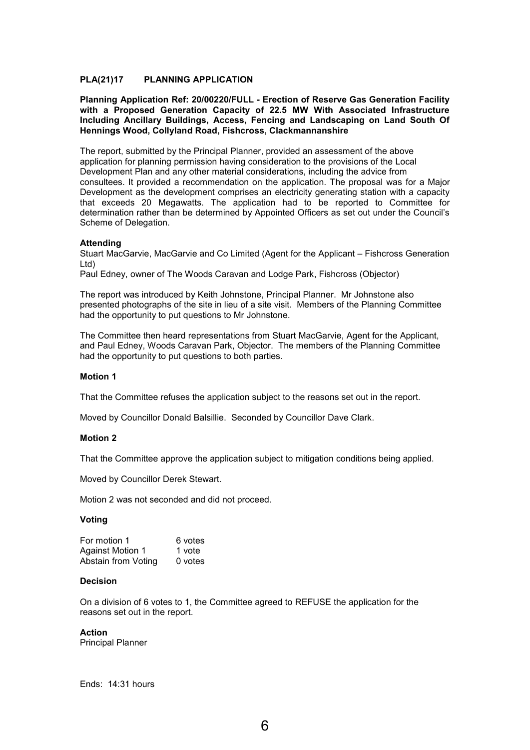## PLA(21)17 PLANNING APPLICATION

**Planning Application Ref: 20/00220/FULL - Erection of Reserve Gas Generation Facility with a Proposed Generation Capacity of 22.5 MW With Associated Infrastructure Including Ancillary Buildings, Access, Fencing and Landscaping on Land South Of Hennings Wood, Collyland Road, Fishcross, Clackmannanshire**

The report, submitted by the Principal Planner, provided an assessment of the above application for planning permission having consideration to the provisions of the Local Development Plan and any other material considerations, including the advice from consultees. It provided a recommendation on the application. The proposal was for a Major Development as the development comprises an electricity generating station with a capacity that exceeds 20 Megawatts. The application had to be reported to Committee for determination rather than be determined by Appointed Officers as set out under the Council's Scheme of Delegation.

**Attending**

Stuart MacGarvie, MacGarvie and Co Limited (Agent for the Applicant – Fishcross Generation Ltd)

Paul Edney, owner of The Woods Caravan and Lodge Park, Fishcross (Objector)

The report was introduced by Keith Johnstone, Principal Planner. Mr Johnstone also presented photographs of the site in lieu of a site visit. Members of the Planning Committee had the opportunity to put questions to Mr Johnstone.

The Committee then heard representations from Stuart MacGarvie, Agent for the Applicant, and Paul Edney, Woods Caravan Park, Objector. The members of the Planning Committee had the opportunity to put questions to both parties.

**Motion 1**

That the Committee refuses the application subject to the reasons set out in the report.

Moved by Councillor Donald Balsillie. Seconded by Councillor Dave Clark.

**Motion 2**

That the Committee approve the application subject to mitigation conditions being applied.

Moved by Councillor Derek Stewart.

Motion 2 was not seconded and did not proceed.

**Voting**

| | |
|---|---|
| For motion 1 | 6 votes |
| Against Motion 1 | 1 vote |
| Abstain from Voting | 0 votes |

**Decision**

On a division of 6 votes to 1, the Committee agreed to REFUSE the application for the reasons set out in the report.

**Action**

Principal Planner

Ends: 14:31 hours